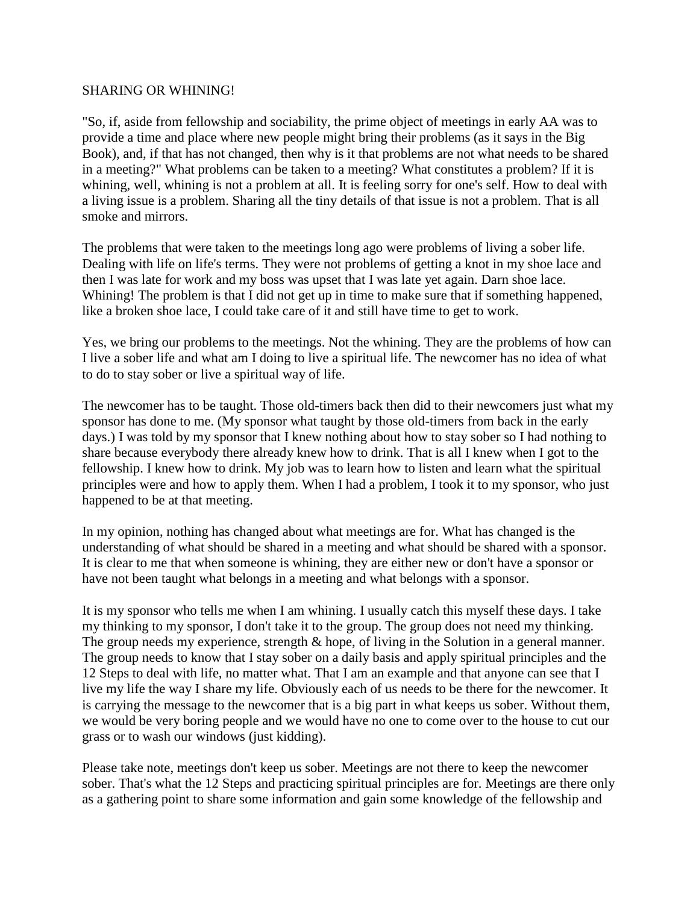# SHARING OR WHINING!

"So, if, aside from fellowship and sociability, the prime object of meetings in early AA was to provide a time and place where new people might bring their problems (as it says in the Big Book), and, if that has not changed, then why is it that problems are not what needs to be shared in a meeting?" What problems can be taken to a meeting? What constitutes a problem? If it is whining, well, whining is not a problem at all. It is feeling sorry for one's self. How to deal with a living issue is a problem. Sharing all the tiny details of that issue is not a problem. That is all smoke and mirrors.

The problems that were taken to the meetings long ago were problems of living a sober life. Dealing with life on life's terms. They were not problems of getting a knot in my shoe lace and then I was late for work and my boss was upset that I was late yet again. Darn shoe lace. Whining! The problem is that I did not get up in time to make sure that if something happened, like a broken shoe lace, I could take care of it and still have time to get to work.

Yes, we bring our problems to the meetings. Not the whining. They are the problems of how can I live a sober life and what am I doing to live a spiritual life. The newcomer has no idea of what to do to stay sober or live a spiritual way of life.

The newcomer has to be taught. Those old-timers back then did to their newcomers just what my sponsor has done to me. (My sponsor what taught by those old-timers from back in the early days.) I was told by my sponsor that I knew nothing about how to stay sober so I had nothing to share because everybody there already knew how to drink. That is all I knew when I got to the fellowship. I knew how to drink. My job was to learn how to listen and learn what the spiritual principles were and how to apply them. When I had a problem, I took it to my sponsor, who just happened to be at that meeting.

In my opinion, nothing has changed about what meetings are for. What has changed is the understanding of what should be shared in a meeting and what should be shared with a sponsor. It is clear to me that when someone is whining, they are either new or don't have a sponsor or have not been taught what belongs in a meeting and what belongs with a sponsor.

It is my sponsor who tells me when I am whining. I usually catch this myself these days. I take my thinking to my sponsor, I don't take it to the group. The group does not need my thinking. The group needs my experience, strength & hope, of living in the Solution in a general manner. The group needs to know that I stay sober on a daily basis and apply spiritual principles and the 12 Steps to deal with life, no matter what. That I am an example and that anyone can see that I live my life the way I share my life. Obviously each of us needs to be there for the newcomer. It is carrying the message to the newcomer that is a big part in what keeps us sober. Without them, we would be very boring people and we would have no one to come over to the house to cut our grass or to wash our windows (just kidding).

Please take note, meetings don't keep us sober. Meetings are not there to keep the newcomer sober. That's what the 12 Steps and practicing spiritual principles are for. Meetings are there only as a gathering point to share some information and gain some knowledge of the fellowship and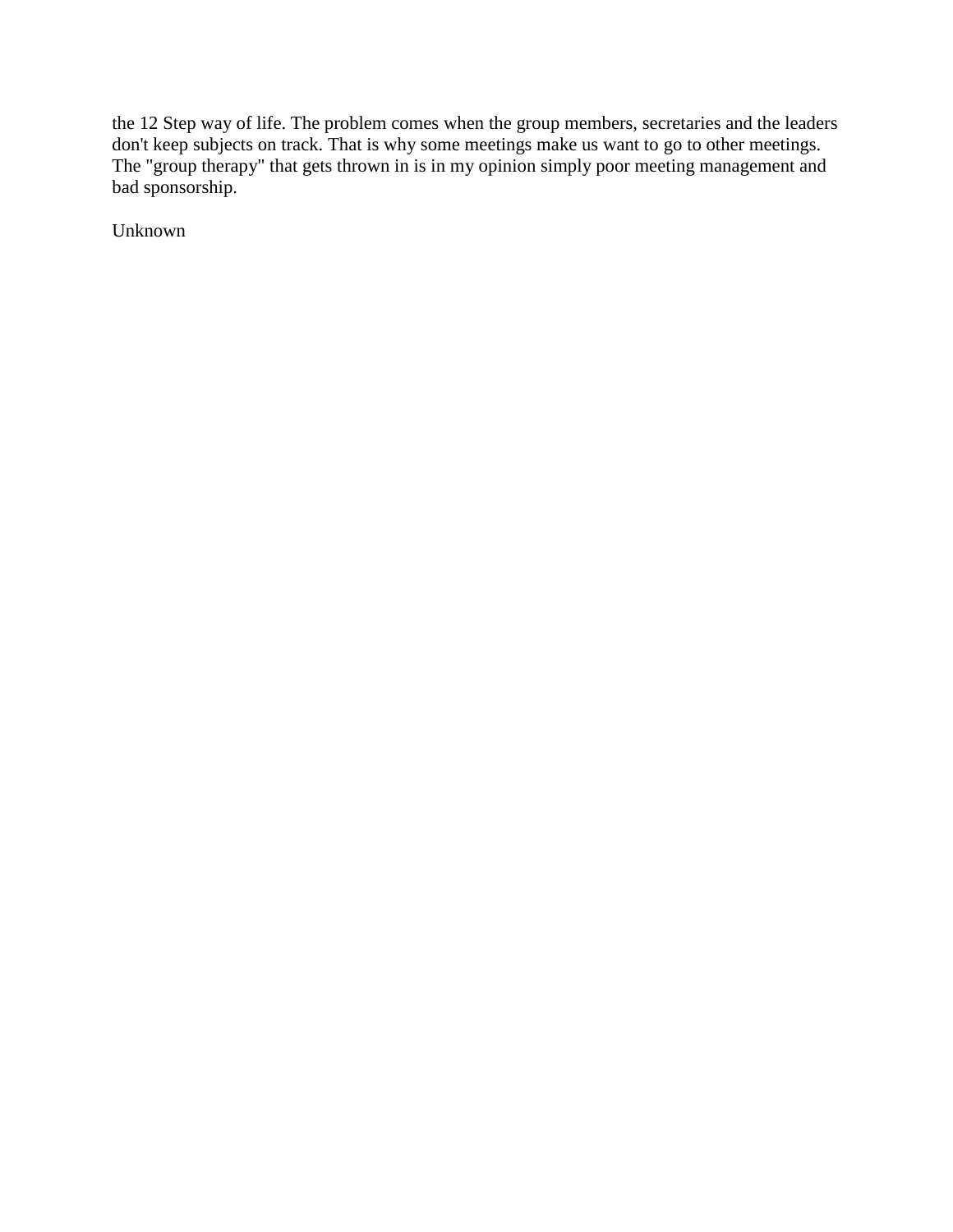the 12 Step way of life. The problem comes when the group members, secretaries and the leaders don't keep subjects on track. That is why some meetings make us want to go to other meetings. The "group therapy" that gets thrown in is in my opinion simply poor meeting management and bad sponsorship.

Unknown